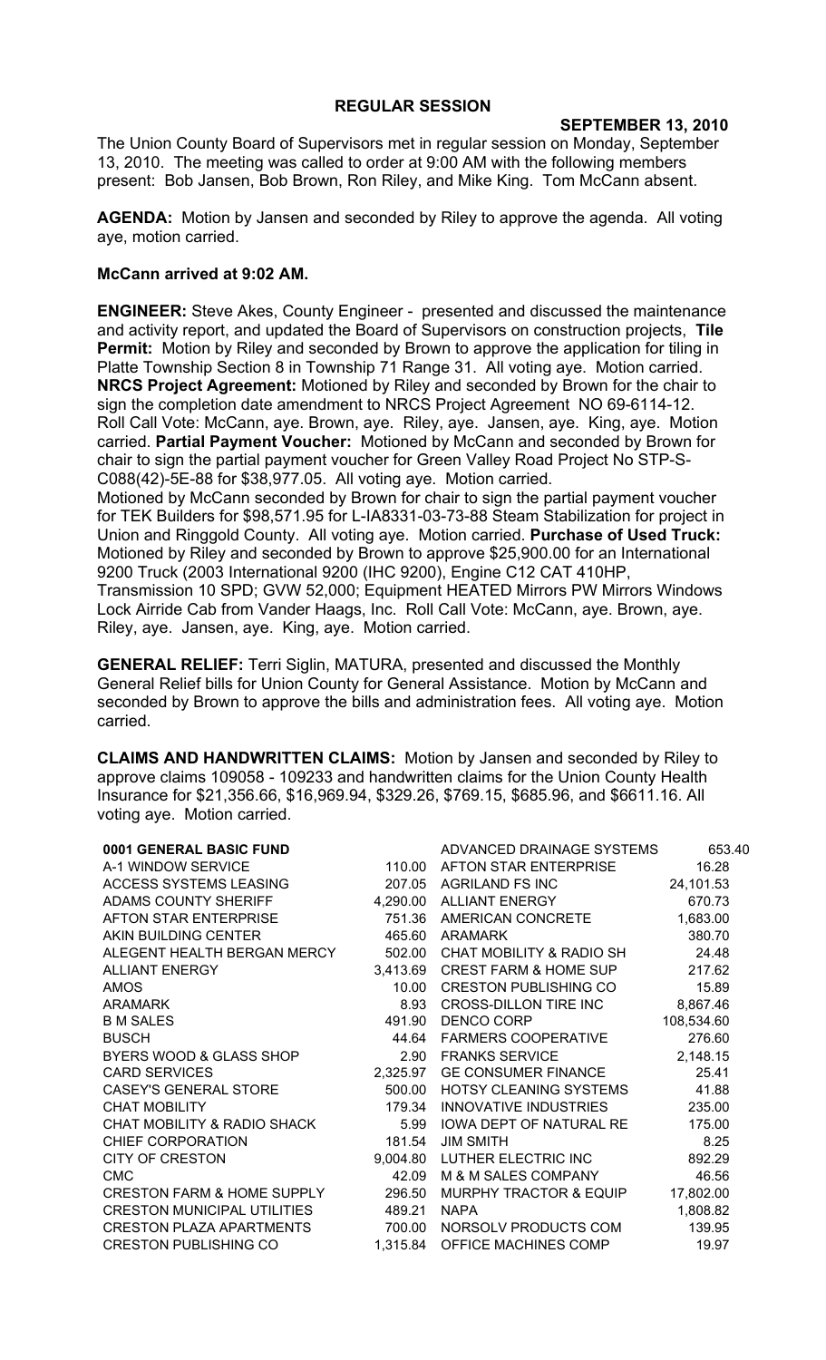# REGULAR SESSION

**SEPTEMBER 13, 2010**

The Union County Board of Supervisors met in regular session on Monday, September 13, 2010. The meeting was called to order at 9:00 AM with the following members present: Bob Jansen, Bob Brown, Ron Riley, and Mike King. Tom McCann absent.

**AGENDA:** Motion by Jansen and seconded by Riley to approve the agenda. All voting aye, motion carried.

**McCann arrived at 9:02 AM.**

**ENGINEER:** Steve Akes, County Engineer - presented and discussed the maintenance and activity report, and updated the Board of Supervisors on construction projects, **Tile Permit:** Motion by Riley and seconded by Brown to approve the application for tiling in Platte Township Section 8 in Township 71 Range 31. All voting aye. Motion carried. **NRCS Project Agreement:** Motioned by Riley and seconded by Brown for the chair to sign the completion date amendment to NRCS Project Agreement NO 69-6114-12. Roll Call Vote: McCann, aye. Brown, aye. Riley, aye. Jansen, aye. King, aye. Motion carried. **Partial Payment Voucher:** Motioned by McCann and seconded by Brown for chair to sign the partial payment voucher for Green Valley Road Project No STP-S-C088(42)-5E-88 for $38,977.05. All voting aye. Motion carried.

Motioned by McCann seconded by Brown for chair to sign the partial payment voucher for TEK Builders for $98,571.95 for L-IA8331-03-73-88 Steam Stabilization for project in Union and Ringgold County. All voting aye. Motion carried. **Purchase of Used Truck:** Motioned by Riley and seconded by Brown to approve $25,900.00 for an International 9200 Truck (2003 International 9200 (IHC 9200), Engine C12 CAT 410HP, Transmission 10 SPD; GVW 52,000; Equipment HEATED Mirrors PW Mirrors Windows Lock Airride Cab from Vander Haags, Inc. Roll Call Vote: McCann, aye. Brown, aye. Riley, aye. Jansen, aye. King, aye. Motion carried.

**GENERAL RELIEF:** Terri Siglin, MATURA, presented and discussed the Monthly General Relief bills for Union County for General Assistance. Motion by McCann and seconded by Brown to approve the bills and administration fees. All voting aye. Motion carried.

**CLAIMS AND HANDWRITTEN CLAIMS:** Motion by Jansen and seconded by Riley to approve claims 109058 - 109233 and handwritten claims for the Union County Health Insurance for $21,356.66, $16,969.94, $329.26, $769.15, $685.96, and $6611.16. All voting aye. Motion carried.

| | |
|---|---|
| **0001 GENERAL BASIC FUND** | |
| A-1 WINDOW SERVICE | 110.00 |
| ACCESS SYSTEMS LEASING | 207.05 |
| ADAMS COUNTY SHERIFF | 4,290.00 |
| AFTON STAR ENTERPRISE | 751.36 |
| AKIN BUILDING CENTER | 465.60 |
| ALEGENT HEALTH BERGAN MERCY | 502.00 |
| ALLIANT ENERGY | 3,413.69 |
| AMOS | 10.00 |
| ARAMARK | 8.93 |
| B M SALES | 491.90 |
| BUSCH | 44.64 |
| BYERS WOOD & GLASS SHOP | 2.90 |
| CARD SERVICES | 2,325.97 |
| CASEY'S GENERAL STORE | 500.00 |
| CHAT MOBILITY | 179.34 |
| CHAT MOBILITY & RADIO SHACK | 5.99 |
| CHIEF CORPORATION | 181.54 |
| CITY OF CRESTON | 9,004.80 |
| CMC | 42.09 |
| CRESTON FARM & HOME SUPPLY | 296.50 |
| CRESTON MUNICIPAL UTILITIES | 489.21 |
| CRESTON PLAZA APARTMENTS | 700.00 |
| CRESTON PUBLISHING CO | 1,315.84 |

| | |
|---|---|
| ADVANCED DRAINAGE SYSTEMS | 653.40 |
| AFTON STAR ENTERPRISE | 16.28 |
| AGRILAND FS INC | 24,101.53 |
| ALLIANT ENERGY | 670.73 |
| AMERICAN CONCRETE | 1,683.00 |
| ARAMARK | 380.70 |
| CHAT MOBILITY & RADIO SH | 24.48 |
| CREST FARM & HOME SUP | 217.62 |
| CRESTON PUBLISHING CO | 15.89 |
| CROSS-DILLON TIRE INC | 8,867.46 |
| DENCO CORP | 108,534.60 |
| FARMERS COOPERATIVE | 276.60 |
| FRANKS SERVICE | 2,148.15 |
| GE CONSUMER FINANCE | 25.41 |
| HOTSY CLEANING SYSTEMS | 41.88 |
| INNOVATIVE INDUSTRIES | 235.00 |
| IOWA DEPT OF NATURAL RE | 175.00 |
| JIM SMITH | 8.25 |
| LUTHER ELECTRIC INC | 892.29 |
| M & M SALES COMPANY | 46.56 |
| MURPHY TRACTOR & EQUIP | 17,802.00 |
| NAPA | 1,808.82 |
| NORSOLV PRODUCTS COM | 139.95 |
| OFFICE MACHINES COMP | 19.97 |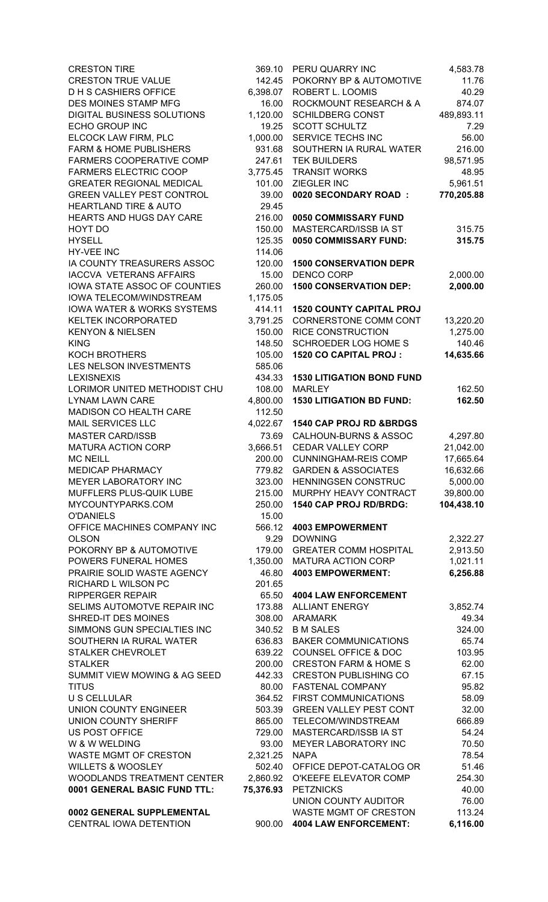| | |
|---|---|
| CRESTON TIRE | 369.10 |
| CRESTON TRUE VALUE | 142.45 |
| D H S CASHIERS OFFICE | 6,398.07 |
| DES MOINES STAMP MFG | 16.00 |
| DIGITAL BUSINESS SOLUTIONS | 1,120.00 |
| ECHO GROUP INC | 19.25 |
| ELCOCK LAW FIRM, PLC | 1,000.00 |
| FARM & HOME PUBLISHERS | 931.68 |
| FARMERS COOPERATIVE COMP | 247.61 |
| FARMERS ELECTRIC COOP | 3,775.45 |
| GREATER REGIONAL MEDICAL | 101.00 |
| GREEN VALLEY PEST CONTROL | 39.00 |
| HEARTLAND TIRE & AUTO | 29.45 |
| HEARTS AND HUGS DAY CARE | 216.00 |
| HOYT DO | 150.00 |
| HYSELL | 125.35 |
| HY-VEE INC | 114.06 |
| IA COUNTY TREASURERS ASSOC | 120.00 |
| IACCVA VETERANS AFFAIRS | 15.00 |
| IOWA STATE ASSOC OF COUNTIES | 260.00 |
| IOWA TELECOM/WINDSTREAM | 1,175.05 |
| IOWA WATER & WORKS SYSTEMS | 414.11 |
| KELTEK INCORPORATED | 3,791.25 |
| KENYON & NIELSEN | 150.00 |
| KING | 148.50 |
| KOCH BROTHERS | 105.00 |
| LES NELSON INVESTMENTS | 585.06 |
| LEXISNEXIS | 434.33 |
| LORIMOR UNITED METHODIST CHU | 108.00 |
| LYNAM LAWN CARE | 4,800.00 |
| MADISON CO HEALTH CARE | 112.50 |
| MAIL SERVICES LLC | 4,022.67 |
| MASTER CARD/ISSB | 73.69 |
| MATURA ACTION CORP | 3,666.51 |
| MC NEILL | 200.00 |
| MEDICAP PHARMACY | 779.82 |
| MEYER LABORATORY INC | 323.00 |
| MUFFLERS PLUS-QUIK LUBE | 215.00 |
| MYCOUNTYPARKS.COM | 250.00 |
| O'DANIELS | 15.00 |
| OFFICE MACHINES COMPANY INC | 566.12 |
| OLSON | 9.29 |
| POKORNY BP & AUTOMOTIVE | 179.00 |
| POWERS FUNERAL HOMES | 1,350.00 |
| PRAIRIE SOLID WASTE AGENCY | 46.80 |
| RICHARD L WILSON PC | 201.65 |
| RIPPERGER REPAIR | 65.50 |
| SELIMS AUTOMOTVE REPAIR INC | 173.88 |
| SHRED-IT DES MOINES | 308.00 |
| SIMMONS GUN SPECIALTIES INC | 340.52 |
| SOUTHERN IA RURAL WATER | 636.83 |
| STALKER CHEVROLET | 639.22 |
| STALKER | 200.00 |
| SUMMIT VIEW MOWING & AG SEED | 442.33 |
| TITUS | 80.00 |
| U S CELLULAR | 364.52 |
| UNION COUNTY ENGINEER | 503.39 |
| UNION COUNTY SHERIFF | 865.00 |
| US POST OFFICE | 729.00 |
| W & W WELDING | 93.00 |
| WASTE MGMT OF CRESTON | 2,321.25 |
| WILLETS & WOOSLEY | 502.40 |
| WOODLANDS TREATMENT CENTER | 2,860.92 |
| **0001 GENERAL BASIC FUND TTL:** | **75,376.93** |

**0002 GENERAL SUPPLEMENTAL**

| | |
|---|---|
| CENTRAL IOWA DETENTION | 900.00 |
| PERU QUARRY INC | 4,583.78 |
| POKORNY BP & AUTOMOTIVE | 11.76 |
| ROBERT L. LOOMIS | 40.29 |
| ROCKMOUNT RESEARCH & A | 874.07 |
| SCHILDBERG CONST | 489,893.11 |
| SCOTT SCHULTZ | 7.29 |
| SERVICE TECHS INC | 56.00 |
| SOUTHERN IA RURAL WATER | 216.00 |
| TEK BUILDERS | 98,571.95 |
| TRANSIT WORKS | 48.95 |
| ZIEGLER INC | 5,961.51 |
| **0020 SECONDARY ROAD :** | **770,205.88** |

**0050 COMMISSARY FUND**

| | |
|---|---|
| MASTERCARD/ISSB IA ST | 315.75 |
| **0050 COMMISSARY FUND:** | **315.75** |

**1500 CONSERVATION DEPR**

| | |
|---|---|
| DENCO CORP | 2,000.00 |
| **1500 CONSERVATION DEP:** | **2,000.00** |

**1520 COUNTY CAPITAL PROJ**

| | |
|---|---|
| CORNERSTONE COMM CONT | 13,220.20 |
| RICE CONSTRUCTION | 1,275.00 |
| SCHROEDER LOG HOME S | 140.46 |
| **1520 CO CAPITAL PROJ :** | **14,635.66** |

**1530 LITIGATION BOND FUND**

| | |
|---|---|
| MARLEY | 162.50 |
| **1530 LITIGATION BD FUND:** | **162.50** |

**1540 CAP PROJ RD &BRDGS**

| | |
|---|---|
| CALHOUN-BURNS & ASSOC | 4,297.80 |
| CEDAR VALLEY CORP | 21,042.00 |
| CUNNINGHAM-REIS COMP | 17,665.64 |
| GARDEN & ASSOCIATES | 16,632.66 |
| HENNINGSEN CONSTRUC | 5,000.00 |
| MURPHY HEAVY CONTRACT | 39,800.00 |
| **1540 CAP PROJ RD/BRDG:** | **104,438.10** |

**4003 EMPOWERMENT**

| | |
|---|---|
| DOWNING | 2,322.27 |
| GREATER COMM HOSPITAL | 2,913.50 |
| MATURA ACTION CORP | 1,021.11 |
| **4003 EMPOWERMENT:** | **6,256.88** |

**4004 LAW ENFORCEMENT**

| | |
|---|---|
| ALLIANT ENERGY | 3,852.74 |
| ARAMARK | 49.34 |
| B M SALES | 324.00 |
| BAKER COMMUNICATIONS | 65.74 |
| COUNSEL OFFICE & DOC | 103.95 |
| CRESTON FARM & HOME S | 62.00 |
| CRESTON PUBLISHING CO | 67.15 |
| FASTENAL COMPANY | 95.82 |
| FIRST COMMUNICATIONS | 58.09 |
| GREEN VALLEY PEST CONT | 32.00 |
| TELECOM/WINDSTREAM | 666.89 |
| MASTERCARD/ISSB IA ST | 54.24 |
| MEYER LABORATORY INC | 70.50 |
| NAPA | 78.54 |
| OFFICE DEPOT-CATALOG OR | 51.46 |
| O'KEEFE ELEVATOR COMP | 254.30 |
| PETZNICKS | 40.00 |
| UNION COUNTY AUDITOR | 76.00 |
| WASTE MGMT OF CRESTON | 113.24 |
| **4004 LAW ENFORCEMENT:** | **6,116.00** |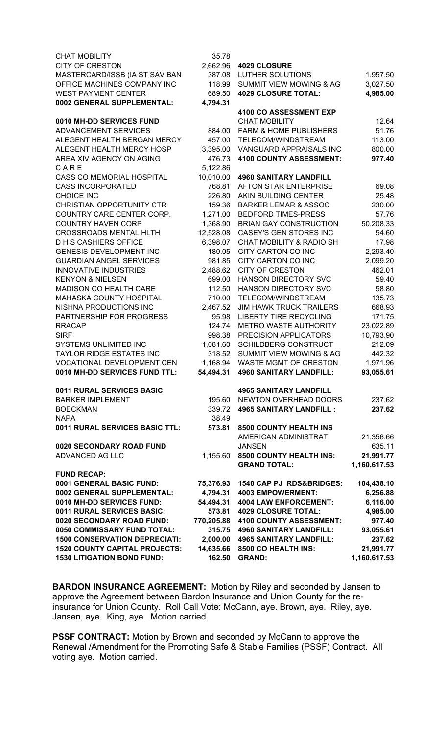| | |
|---|---|
| CHAT MOBILITY | 35.78 |
| CITY OF CRESTON | 2,662.96 |
| MASTERCARD/ISSB (IA ST SAV BAN | 387.08 |
| OFFICE MACHINES COMPANY INC | 118.99 |
| WEST PAYMENT CENTER | 689.50 |
| **0002 GENERAL SUPPLEMENTAL:** | **4,794.31** |
| | |
| **0010 MH-DD SERVICES FUND** | |
| ADVANCEMENT SERVICES | 884.00 |
| ALEGENT HEALTH BERGAN MERCY | 457.00 |
| ALEGENT HEALTH MERCY HOSP | 3,395.00 |
| AREA XIV AGENCY ON AGING | 476.73 |
| C A R E | 5,122.86 |
| CASS CO MEMORIAL HOSPITAL | 10,010.00 |
| CASS INCORPORATED | 768.81 |
| CHOICE INC | 226.80 |
| CHRISTIAN OPPORTUNITY CTR | 159.36 |
| COUNTRY CARE CENTER CORP. | 1,271.00 |
| COUNTRY HAVEN CORP | 1,368.90 |
| CROSSROADS MENTAL HLTH | 12,528.08 |
| D H S CASHIERS OFFICE | 6,398.07 |
| GENESIS DEVELOPMENT INC | 180.05 |
| GUARDIAN ANGEL SERVICES | 981.85 |
| INNOVATIVE INDUSTRIES | 2,488.62 |
| KENYON & NIELSEN | 699.00 |
| MADISON CO HEALTH CARE | 112.50 |
| MAHASKA COUNTY HOSPITAL | 710.00 |
| NISHNA PRODUCTIONS INC | 2,467.52 |
| PARTNERSHIP FOR PROGRESS | 95.98 |
| RRACAP | 124.74 |
| SIRF | 998.38 |
| SYSTEMS UNLIMITED INC | 1,081.60 |
| TAYLOR RIDGE ESTATES INC | 318.52 |
| VOCATIONAL DEVELOPMENT CEN | 1,168.94 |
| **0010 MH-DD SERVICES FUND TTL:** | **54,494.31** |
| | |
| **0011 RURAL SERVICES BASIC** | |
| BARKER IMPLEMENT | 195.60 |
| BOECKMAN | 339.72 |
| NAPA | 38.49 |
| **0011 RURAL SERVICES BASIC TTL:** | **573.81** |
| | |
| **0020 SECONDARY ROAD FUND** | |
| ADVANCED AG LLC | 1,155.60 |

| | |
|---|---|
| **4029 CLOSURE** | |
| LUTHER SOLUTIONS | 1,957.50 |
| SUMMIT VIEW MOWING & AG | 3,027.50 |
| **4029 CLOSURE TOTAL:** | **4,985.00** |
| | |
| **4100 CO ASSESSMENT EXP** | |
| CHAT MOBILITY | 12.64 |
| FARM & HOME PUBLISHERS | 51.76 |
| TELECOM/WINDSTREAM | 113.00 |
| VANGUARD APPRAISALS INC | 800.00 |
| **4100 COUNTY ASSESSMENT:** | **977.40** |
| | |
| **4960 SANITARY LANDFILL** | |
| AFTON STAR ENTERPRISE | 69.08 |
| AKIN BUILDING CENTER | 25.48 |
| BARKER LEMAR & ASSOC | 230.00 |
| BEDFORD TIMES-PRESS | 57.76 |
| BRIAN GAY CONSTRUCTION | 50,208.33 |
| CASEY'S GEN STORES INC | 54.60 |
| CHAT MOBILITY & RADIO SH | 17.98 |
| CITY CARTON CO INC | 2,293.40 |
| CITY CARTON CO INC | 2,099.20 |
| CITY OF CRESTON | 462.01 |
| HANSON DIRECTORY SVC | 59.40 |
| HANSON DIRECTORY SVC | 58.80 |
| TELECOM/WINDSTREAM | 135.73 |
| JIM HAWK TRUCK TRAILERS | 668.93 |
| LIBERTY TIRE RECYCLING | 171.75 |
| METRO WASTE AUTHORITY | 23,022.89 |
| PRECISION APPLICATORS | 10,793.90 |
| SCHILDBERG CONSTRUCT | 212.09 |
| SUMMIT VIEW MOWING & AG | 442.32 |
| WASTE MGMT OF CRESTON | 1,971.96 |
| **4960 SANITARY LANDFILL:** | **93,055.61** |
| | |
| **4965 SANITARY LANDFILL** | |
| NEWTON OVERHEAD DOORS | 237.62 |
| **4965 SANITARY LANDFILL :** | **237.62** |
| | |
| **8500 COUNTY HEALTH INS** | |
| AMERICAN ADMINISTRAT | 21,356.66 |
| JANSEN | 635.11 |
| **8500 COUNTY HEALTH INS:** | **21,991.77** |
| **GRAND TOTAL:** | **1,160,617.53** |

**FUND RECAP:**

| | | | |
|---|---|---|---|
| **0001 GENERAL BASIC FUND:** | **75,376.93** | **1540 CAP PJ RDS&BRIDGES:** | **104,438.10** |
| **0002 GENERAL SUPPLEMENTAL:** | **4,794.31** | **4003 EMPOWERMENT:** | **6,256.88** |
| **0010 MH-DD SERVICES FUND:** | **54,494.31** | **4004 LAW ENFORCEMENT:** | **6,116.00** |
| **0011 RURAL SERVICES BASIC:** | **573.81** | **4029 CLOSURE TOTAL:** | **4,985.00** |
| **0020 SECONDARY ROAD FUND:** | **770,205.88** | **4100 COUNTY ASSESSMENT:** | **977.40** |
| **0050 COMMISSARY FUND TOTAL:** | **315.75** | **4960 SANITARY LANDFILL:** | **93,055.61** |
| **1500 CONSERVATION DEPRECIATI:** | **2,000.00** | **4965 SANITARY LANDFILL:** | **237.62** |
| **1520 COUNTY CAPITAL PROJECTS:** | **14,635.66** | **8500 CO HEALTH INS:** | **21,991.77** |
| **1530 LITIGATION BOND FUND:** | **162.50** | **GRAND:** | **1,160,617.53** |

**BARDON INSURANCE AGREEMENT:** Motion by Riley and seconded by Jansen to approve the Agreement between Bardon Insurance and Union County for the re-insurance for Union County. Roll Call Vote: McCann, aye. Brown, aye. Riley, aye. Jansen, aye. King, aye. Motion carried.

**PSSF CONTRACT:** Motion by Brown and seconded by McCann to approve the Renewal /Amendment for the Promoting Safe & Stable Families (PSSF) Contract. All voting aye. Motion carried.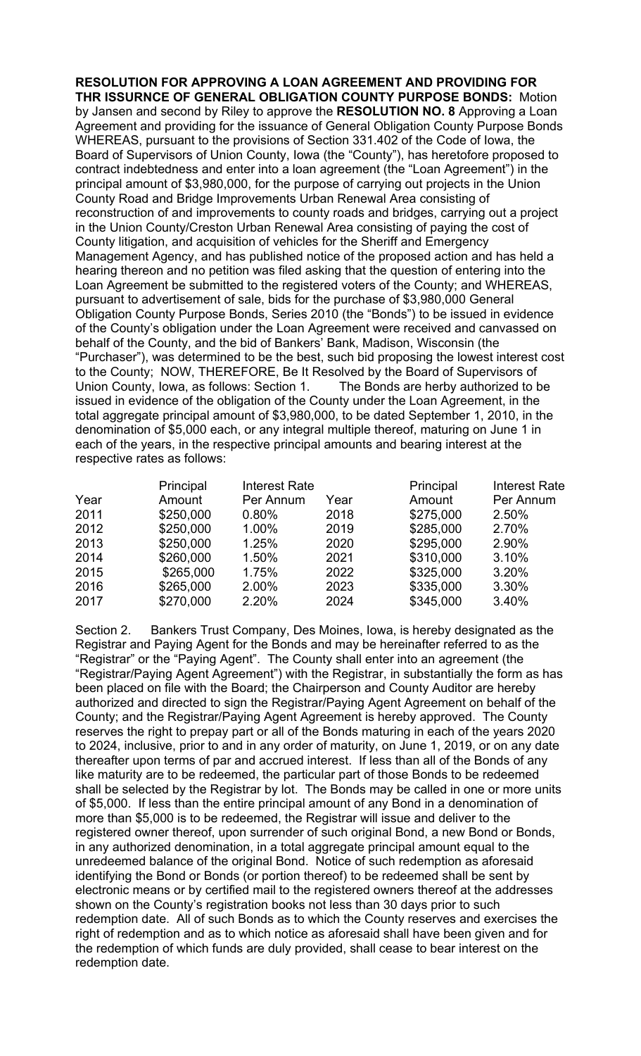**RESOLUTION FOR APPROVING A LOAN AGREEMENT AND PROVIDING FOR THR ISSURNCE OF GENERAL OBLIGATION COUNTY PURPOSE BONDS:** Motion by Jansen and second by Riley to approve the **RESOLUTION NO. 8** Approving a Loan Agreement and providing for the issuance of General Obligation County Purpose Bonds WHEREAS, pursuant to the provisions of Section 331.402 of the Code of Iowa, the Board of Supervisors of Union County, Iowa (the "County"), has heretofore proposed to contract indebtedness and enter into a loan agreement (the "Loan Agreement") in the principal amount of $3,980,000, for the purpose of carrying out projects in the Union County Road and Bridge Improvements Urban Renewal Area consisting of reconstruction of and improvements to county roads and bridges, carrying out a project in the Union County/Creston Urban Renewal Area consisting of paying the cost of County litigation, and acquisition of vehicles for the Sheriff and Emergency Management Agency, and has published notice of the proposed action and has held a hearing thereon and no petition was filed asking that the question of entering into the Loan Agreement be submitted to the registered voters of the County; and WHEREAS, pursuant to advertisement of sale, bids for the purchase of $3,980,000 General Obligation County Purpose Bonds, Series 2010 (the "Bonds") to be issued in evidence of the County's obligation under the Loan Agreement were received and canvassed on behalf of the County, and the bid of Bankers' Bank, Madison, Wisconsin (the "Purchaser"), was determined to be the best, such bid proposing the lowest interest cost to the County; NOW, THEREFORE, Be It Resolved by the Board of Supervisors of Union County, Iowa, as follows: Section 1. The Bonds are herby authorized to be issued in evidence of the obligation of the County under the Loan Agreement, in the total aggregate principal amount of $3,980,000, to be dated September 1, 2010, in the denomination of $5,000 each, or any integral multiple thereof, maturing on June 1 in each of the years, in the respective principal amounts and bearing interest at the respective rates as follows:

| Year | Principal Amount | Interest Rate Per Annum | Year | Principal Amount | Interest Rate Per Annum |
|---|---|---|---|---|---|
| 2011 | $250,000 | 0.80% | 2018 | $275,000 | 2.50% |
| 2012 | $250,000 | 1.00% | 2019 | $285,000 | 2.70% |
| 2013 | $250,000 | 1.25% | 2020 | $295,000 | 2.90% |
| 2014 | $260,000 | 1.50% | 2021 | $310,000 | 3.10% |
| 2015 | $265,000 | 1.75% | 2022 | $325,000 | 3.20% |
| 2016 | $265,000 | 2.00% | 2023 | $335,000 | 3.30% |
| 2017 | $270,000 | 2.20% | 2024 | $345,000 | 3.40% |

Section 2. Bankers Trust Company, Des Moines, Iowa, is hereby designated as the Registrar and Paying Agent for the Bonds and may be hereinafter referred to as the "Registrar" or the "Paying Agent". The County shall enter into an agreement (the "Registrar/Paying Agent Agreement") with the Registrar, in substantially the form as has been placed on file with the Board; the Chairperson and County Auditor are hereby authorized and directed to sign the Registrar/Paying Agent Agreement on behalf of the County; and the Registrar/Paying Agent Agreement is hereby approved. The County reserves the right to prepay part or all of the Bonds maturing in each of the years 2020 to 2024, inclusive, prior to and in any order of maturity, on June 1, 2019, or on any date thereafter upon terms of par and accrued interest. If less than all of the Bonds of any like maturity are to be redeemed, the particular part of those Bonds to be redeemed shall be selected by the Registrar by lot. The Bonds may be called in one or more units of $5,000. If less than the entire principal amount of any Bond in a denomination of more than $5,000 is to be redeemed, the Registrar will issue and deliver to the registered owner thereof, upon surrender of such original Bond, a new Bond or Bonds, in any authorized denomination, in a total aggregate principal amount equal to the unredeemed balance of the original Bond. Notice of such redemption as aforesaid identifying the Bond or Bonds (or portion thereof) to be redeemed shall be sent by electronic means or by certified mail to the registered owners thereof at the addresses shown on the County's registration books not less than 30 days prior to such redemption date. All of such Bonds as to which the County reserves and exercises the right of redemption and as to which notice as aforesaid shall have been given and for the redemption of which funds are duly provided, shall cease to bear interest on the redemption date.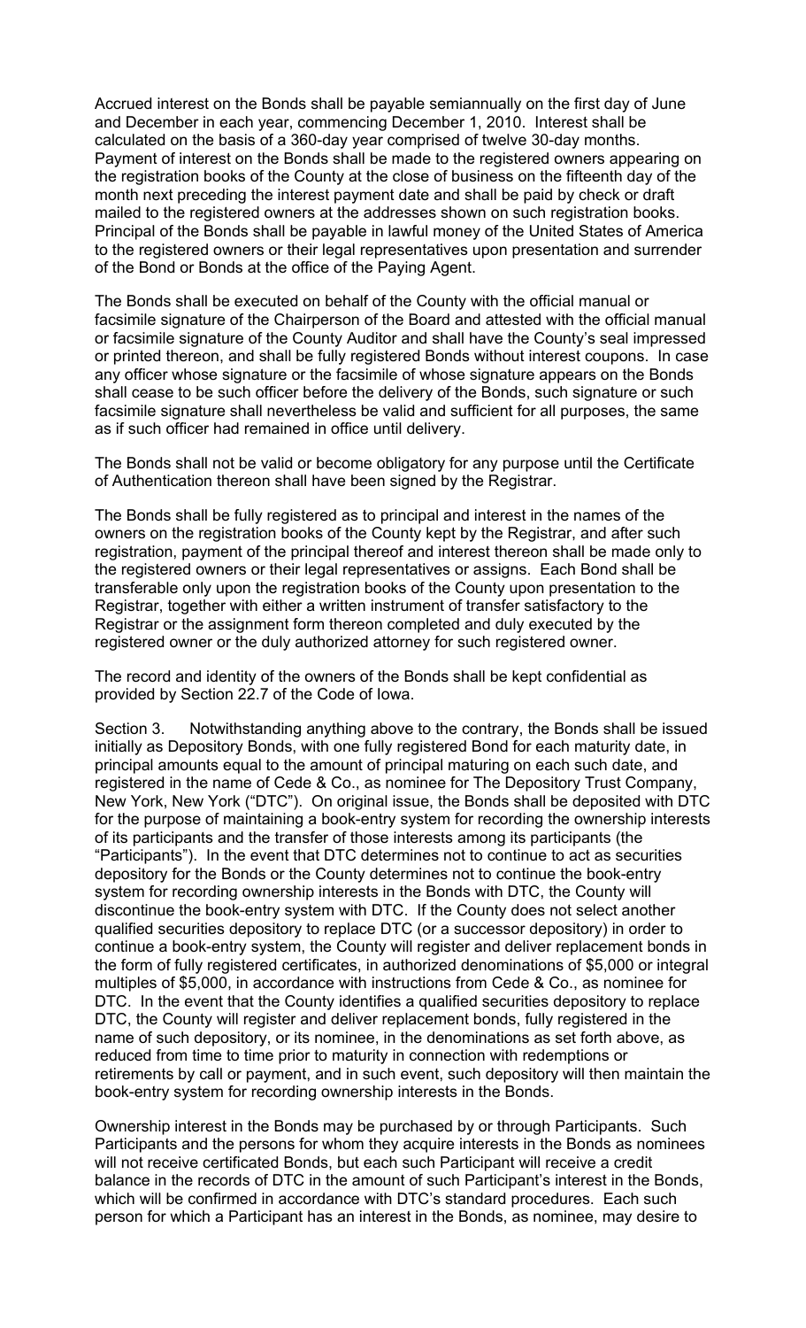Accrued interest on the Bonds shall be payable semiannually on the first day of June and December in each year, commencing December 1, 2010. Interest shall be calculated on the basis of a 360-day year comprised of twelve 30-day months. Payment of interest on the Bonds shall be made to the registered owners appearing on the registration books of the County at the close of business on the fifteenth day of the month next preceding the interest payment date and shall be paid by check or draft mailed to the registered owners at the addresses shown on such registration books. Principal of the Bonds shall be payable in lawful money of the United States of America to the registered owners or their legal representatives upon presentation and surrender of the Bond or Bonds at the office of the Paying Agent.

The Bonds shall be executed on behalf of the County with the official manual or facsimile signature of the Chairperson of the Board and attested with the official manual or facsimile signature of the County Auditor and shall have the County's seal impressed or printed thereon, and shall be fully registered Bonds without interest coupons. In case any officer whose signature or the facsimile of whose signature appears on the Bonds shall cease to be such officer before the delivery of the Bonds, such signature or such facsimile signature shall nevertheless be valid and sufficient for all purposes, the same as if such officer had remained in office until delivery.

The Bonds shall not be valid or become obligatory for any purpose until the Certificate of Authentication thereon shall have been signed by the Registrar.

The Bonds shall be fully registered as to principal and interest in the names of the owners on the registration books of the County kept by the Registrar, and after such registration, payment of the principal thereof and interest thereon shall be made only to the registered owners or their legal representatives or assigns. Each Bond shall be transferable only upon the registration books of the County upon presentation to the Registrar, together with either a written instrument of transfer satisfactory to the Registrar or the assignment form thereon completed and duly executed by the registered owner or the duly authorized attorney for such registered owner.

The record and identity of the owners of the Bonds shall be kept confidential as provided by Section 22.7 of the Code of Iowa.

Section 3. Notwithstanding anything above to the contrary, the Bonds shall be issued initially as Depository Bonds, with one fully registered Bond for each maturity date, in principal amounts equal to the amount of principal maturing on each such date, and registered in the name of Cede & Co., as nominee for The Depository Trust Company, New York, New York ("DTC"). On original issue, the Bonds shall be deposited with DTC for the purpose of maintaining a book-entry system for recording the ownership interests of its participants and the transfer of those interests among its participants (the "Participants"). In the event that DTC determines not to continue to act as securities depository for the Bonds or the County determines not to continue the book-entry system for recording ownership interests in the Bonds with DTC, the County will discontinue the book-entry system with DTC. If the County does not select another qualified securities depository to replace DTC (or a successor depository) in order to continue a book-entry system, the County will register and deliver replacement bonds in the form of fully registered certificates, in authorized denominations of $5,000 or integral multiples of $5,000, in accordance with instructions from Cede & Co., as nominee for DTC. In the event that the County identifies a qualified securities depository to replace DTC, the County will register and deliver replacement bonds, fully registered in the name of such depository, or its nominee, in the denominations as set forth above, as reduced from time to time prior to maturity in connection with redemptions or retirements by call or payment, and in such event, such depository will then maintain the book-entry system for recording ownership interests in the Bonds.

Ownership interest in the Bonds may be purchased by or through Participants. Such Participants and the persons for whom they acquire interests in the Bonds as nominees will not receive certificated Bonds, but each such Participant will receive a credit balance in the records of DTC in the amount of such Participant's interest in the Bonds, which will be confirmed in accordance with DTC's standard procedures. Each such person for which a Participant has an interest in the Bonds, as nominee, may desire to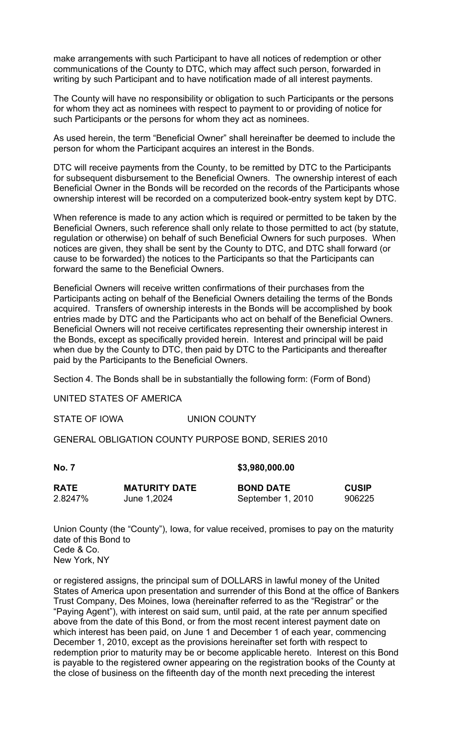make arrangements with such Participant to have all notices of redemption or other communications of the County to DTC, which may affect such person, forwarded in writing by such Participant and to have notification made of all interest payments.

The County will have no responsibility or obligation to such Participants or the persons for whom they act as nominees with respect to payment to or providing of notice for such Participants or the persons for whom they act as nominees.

As used herein, the term "Beneficial Owner" shall hereinafter be deemed to include the person for whom the Participant acquires an interest in the Bonds.

DTC will receive payments from the County, to be remitted by DTC to the Participants for subsequent disbursement to the Beneficial Owners. The ownership interest of each Beneficial Owner in the Bonds will be recorded on the records of the Participants whose ownership interest will be recorded on a computerized book-entry system kept by DTC.

When reference is made to any action which is required or permitted to be taken by the Beneficial Owners, such reference shall only relate to those permitted to act (by statute, regulation or otherwise) on behalf of such Beneficial Owners for such purposes. When notices are given, they shall be sent by the County to DTC, and DTC shall forward (or cause to be forwarded) the notices to the Participants so that the Participants can forward the same to the Beneficial Owners.

Beneficial Owners will receive written confirmations of their purchases from the Participants acting on behalf of the Beneficial Owners detailing the terms of the Bonds acquired. Transfers of ownership interests in the Bonds will be accomplished by book entries made by DTC and the Participants who act on behalf of the Beneficial Owners. Beneficial Owners will not receive certificates representing their ownership interest in the Bonds, except as specifically provided herein. Interest and principal will be paid when due by the County to DTC, then paid by DTC to the Participants and thereafter paid by the Participants to the Beneficial Owners.

Section 4. The Bonds shall be in substantially the following form: (Form of Bond)

UNITED STATES OF AMERICA

STATE OF IOWA UNION COUNTY

GENERAL OBLIGATION COUNTY PURPOSE BOND, SERIES 2010

**No. 7** **$3,980,000.00**

| **RATE** | **MATURITY DATE** | **BOND DATE** | **CUSIP** |
|---|---|---|---|
| 2.8247% | June 1,2024 | September 1, 2010 | 906225 |

Union County (the "County"), Iowa, for value received, promises to pay on the maturity date of this Bond to
Cede & Co.
New York, NY

or registered assigns, the principal sum of DOLLARS in lawful money of the United States of America upon presentation and surrender of this Bond at the office of Bankers Trust Company, Des Moines, Iowa (hereinafter referred to as the "Registrar" or the "Paying Agent"), with interest on said sum, until paid, at the rate per annum specified above from the date of this Bond, or from the most recent interest payment date on which interest has been paid, on June 1 and December 1 of each year, commencing December 1, 2010, except as the provisions hereinafter set forth with respect to redemption prior to maturity may be or become applicable hereto. Interest on this Bond is payable to the registered owner appearing on the registration books of the County at the close of business on the fifteenth day of the month next preceding the interest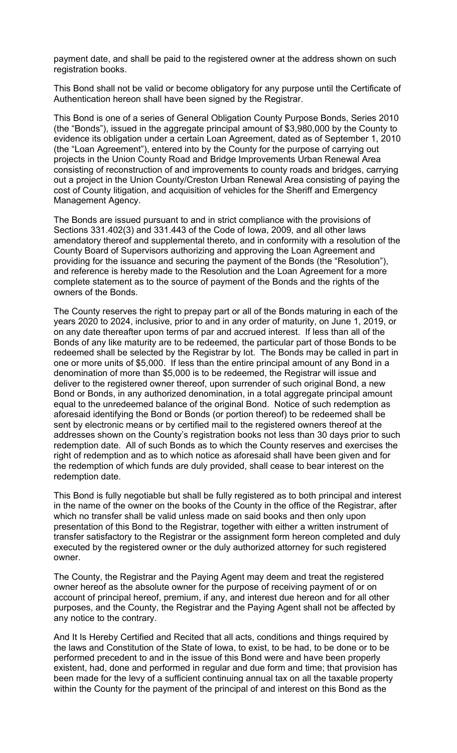payment date, and shall be paid to the registered owner at the address shown on such registration books.

This Bond shall not be valid or become obligatory for any purpose until the Certificate of Authentication hereon shall have been signed by the Registrar.

This Bond is one of a series of General Obligation County Purpose Bonds, Series 2010 (the "Bonds"), issued in the aggregate principal amount of $3,980,000 by the County to evidence its obligation under a certain Loan Agreement, dated as of September 1, 2010 (the "Loan Agreement"), entered into by the County for the purpose of carrying out projects in the Union County Road and Bridge Improvements Urban Renewal Area consisting of reconstruction of and improvements to county roads and bridges, carrying out a project in the Union County/Creston Urban Renewal Area consisting of paying the cost of County litigation, and acquisition of vehicles for the Sheriff and Emergency Management Agency.

The Bonds are issued pursuant to and in strict compliance with the provisions of Sections 331.402(3) and 331.443 of the Code of Iowa, 2009, and all other laws amendatory thereof and supplemental thereto, and in conformity with a resolution of the County Board of Supervisors authorizing and approving the Loan Agreement and providing for the issuance and securing the payment of the Bonds (the "Resolution"), and reference is hereby made to the Resolution and the Loan Agreement for a more complete statement as to the source of payment of the Bonds and the rights of the owners of the Bonds.

The County reserves the right to prepay part or all of the Bonds maturing in each of the years 2020 to 2024, inclusive, prior to and in any order of maturity, on June 1, 2019, or on any date thereafter upon terms of par and accrued interest. If less than all of the Bonds of any like maturity are to be redeemed, the particular part of those Bonds to be redeemed shall be selected by the Registrar by lot. The Bonds may be called in part in one or more units of $5,000. If less than the entire principal amount of any Bond in a denomination of more than $5,000 is to be redeemed, the Registrar will issue and deliver to the registered owner thereof, upon surrender of such original Bond, a new Bond or Bonds, in any authorized denomination, in a total aggregate principal amount equal to the unredeemed balance of the original Bond. Notice of such redemption as aforesaid identifying the Bond or Bonds (or portion thereof) to be redeemed shall be sent by electronic means or by certified mail to the registered owners thereof at the addresses shown on the County's registration books not less than 30 days prior to such redemption date. All of such Bonds as to which the County reserves and exercises the right of redemption and as to which notice as aforesaid shall have been given and for the redemption of which funds are duly provided, shall cease to bear interest on the redemption date.

This Bond is fully negotiable but shall be fully registered as to both principal and interest in the name of the owner on the books of the County in the office of the Registrar, after which no transfer shall be valid unless made on said books and then only upon presentation of this Bond to the Registrar, together with either a written instrument of transfer satisfactory to the Registrar or the assignment form hereon completed and duly executed by the registered owner or the duly authorized attorney for such registered owner.

The County, the Registrar and the Paying Agent may deem and treat the registered owner hereof as the absolute owner for the purpose of receiving payment of or on account of principal hereof, premium, if any, and interest due hereon and for all other purposes, and the County, the Registrar and the Paying Agent shall not be affected by any notice to the contrary.

And It Is Hereby Certified and Recited that all acts, conditions and things required by the laws and Constitution of the State of Iowa, to exist, to be had, to be done or to be performed precedent to and in the issue of this Bond were and have been properly existent, had, done and performed in regular and due form and time; that provision has been made for the levy of a sufficient continuing annual tax on all the taxable property within the County for the payment of the principal of and interest on this Bond as the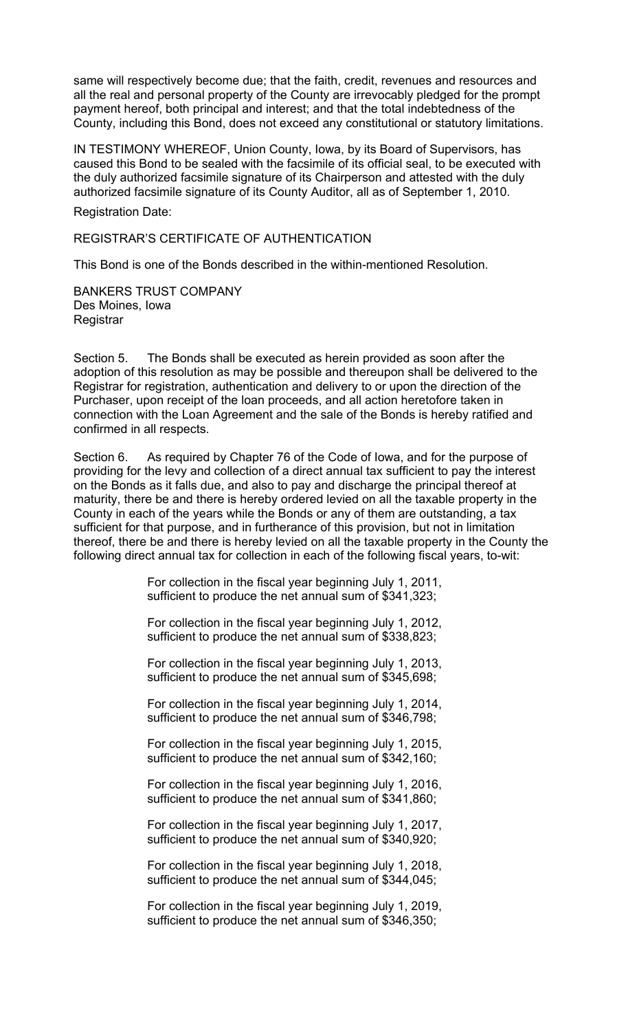same will respectively become due; that the faith, credit, revenues and resources and all the real and personal property of the County are irrevocably pledged for the prompt payment hereof, both principal and interest; and that the total indebtedness of the County, including this Bond, does not exceed any constitutional or statutory limitations.

IN TESTIMONY WHEREOF, Union County, Iowa, by its Board of Supervisors, has caused this Bond to be sealed with the facsimile of its official seal, to be executed with the duly authorized facsimile signature of its Chairperson and attested with the duly authorized facsimile signature of its County Auditor, all as of September 1, 2010.

Registration Date:

REGISTRAR'S CERTIFICATE OF AUTHENTICATION

This Bond is one of the Bonds described in the within-mentioned Resolution.

BANKERS TRUST COMPANY
Des Moines, Iowa
Registrar

Section 5. The Bonds shall be executed as herein provided as soon after the adoption of this resolution as may be possible and thereupon shall be delivered to the Registrar for registration, authentication and delivery to or upon the direction of the Purchaser, upon receipt of the loan proceeds, and all action heretofore taken in connection with the Loan Agreement and the sale of the Bonds is hereby ratified and confirmed in all respects.

Section 6. As required by Chapter 76 of the Code of Iowa, and for the purpose of providing for the levy and collection of a direct annual tax sufficient to pay the interest on the Bonds as it falls due, and also to pay and discharge the principal thereof at maturity, there be and there is hereby ordered levied on all the taxable property in the County in each of the years while the Bonds or any of them are outstanding, a tax sufficient for that purpose, and in furtherance of this provision, but not in limitation thereof, there be and there is hereby levied on all the taxable property in the County the following direct annual tax for collection in each of the following fiscal years, to-wit:

For collection in the fiscal year beginning July 1, 2011, sufficient to produce the net annual sum of $341,323;

For collection in the fiscal year beginning July 1, 2012, sufficient to produce the net annual sum of $338,823;

For collection in the fiscal year beginning July 1, 2013, sufficient to produce the net annual sum of $345,698;

For collection in the fiscal year beginning July 1, 2014, sufficient to produce the net annual sum of $346,798;

For collection in the fiscal year beginning July 1, 2015, sufficient to produce the net annual sum of $342,160;

For collection in the fiscal year beginning July 1, 2016, sufficient to produce the net annual sum of $341,860;

For collection in the fiscal year beginning July 1, 2017, sufficient to produce the net annual sum of $340,920;

For collection in the fiscal year beginning July 1, 2018, sufficient to produce the net annual sum of $344,045;

For collection in the fiscal year beginning July 1, 2019, sufficient to produce the net annual sum of $346,350;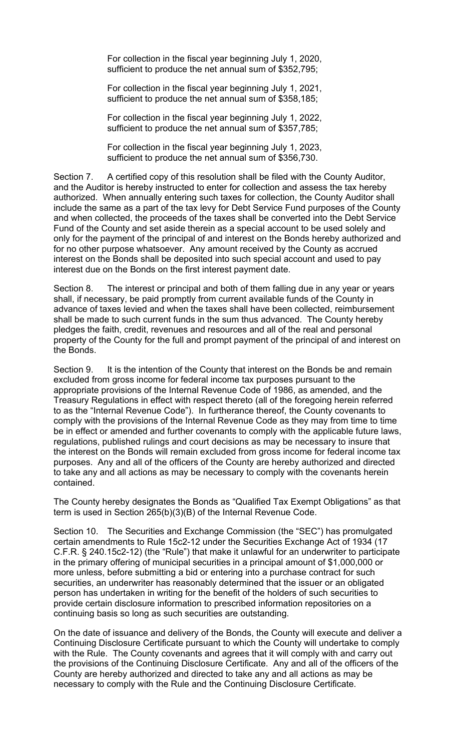For collection in the fiscal year beginning July 1, 2020, sufficient to produce the net annual sum of $352,795;

For collection in the fiscal year beginning July 1, 2021, sufficient to produce the net annual sum of $358,185;

For collection in the fiscal year beginning July 1, 2022, sufficient to produce the net annual sum of $357,785;

For collection in the fiscal year beginning July 1, 2023, sufficient to produce the net annual sum of $356,730.

Section 7. A certified copy of this resolution shall be filed with the County Auditor, and the Auditor is hereby instructed to enter for collection and assess the tax hereby authorized. When annually entering such taxes for collection, the County Auditor shall include the same as a part of the tax levy for Debt Service Fund purposes of the County and when collected, the proceeds of the taxes shall be converted into the Debt Service Fund of the County and set aside therein as a special account to be used solely and only for the payment of the principal of and interest on the Bonds hereby authorized and for no other purpose whatsoever. Any amount received by the County as accrued interest on the Bonds shall be deposited into such special account and used to pay interest due on the Bonds on the first interest payment date.

Section 8. The interest or principal and both of them falling due in any year or years shall, if necessary, be paid promptly from current available funds of the County in advance of taxes levied and when the taxes shall have been collected, reimbursement shall be made to such current funds in the sum thus advanced. The County hereby pledges the faith, credit, revenues and resources and all of the real and personal property of the County for the full and prompt payment of the principal of and interest on the Bonds.

Section 9. It is the intention of the County that interest on the Bonds be and remain excluded from gross income for federal income tax purposes pursuant to the appropriate provisions of the Internal Revenue Code of 1986, as amended, and the Treasury Regulations in effect with respect thereto (all of the foregoing herein referred to as the "Internal Revenue Code"). In furtherance thereof, the County covenants to comply with the provisions of the Internal Revenue Code as they may from time to time be in effect or amended and further covenants to comply with the applicable future laws, regulations, published rulings and court decisions as may be necessary to insure that the interest on the Bonds will remain excluded from gross income for federal income tax purposes. Any and all of the officers of the County are hereby authorized and directed to take any and all actions as may be necessary to comply with the covenants herein contained.

The County hereby designates the Bonds as "Qualified Tax Exempt Obligations" as that term is used in Section 265(b)(3)(B) of the Internal Revenue Code.

Section 10. The Securities and Exchange Commission (the "SEC") has promulgated certain amendments to Rule 15c2-12 under the Securities Exchange Act of 1934 (17 C.F.R. § 240.15c2-12) (the "Rule") that make it unlawful for an underwriter to participate in the primary offering of municipal securities in a principal amount of $1,000,000 or more unless, before submitting a bid or entering into a purchase contract for such securities, an underwriter has reasonably determined that the issuer or an obligated person has undertaken in writing for the benefit of the holders of such securities to provide certain disclosure information to prescribed information repositories on a continuing basis so long as such securities are outstanding.

On the date of issuance and delivery of the Bonds, the County will execute and deliver a Continuing Disclosure Certificate pursuant to which the County will undertake to comply with the Rule. The County covenants and agrees that it will comply with and carry out the provisions of the Continuing Disclosure Certificate. Any and all of the officers of the County are hereby authorized and directed to take any and all actions as may be necessary to comply with the Rule and the Continuing Disclosure Certificate.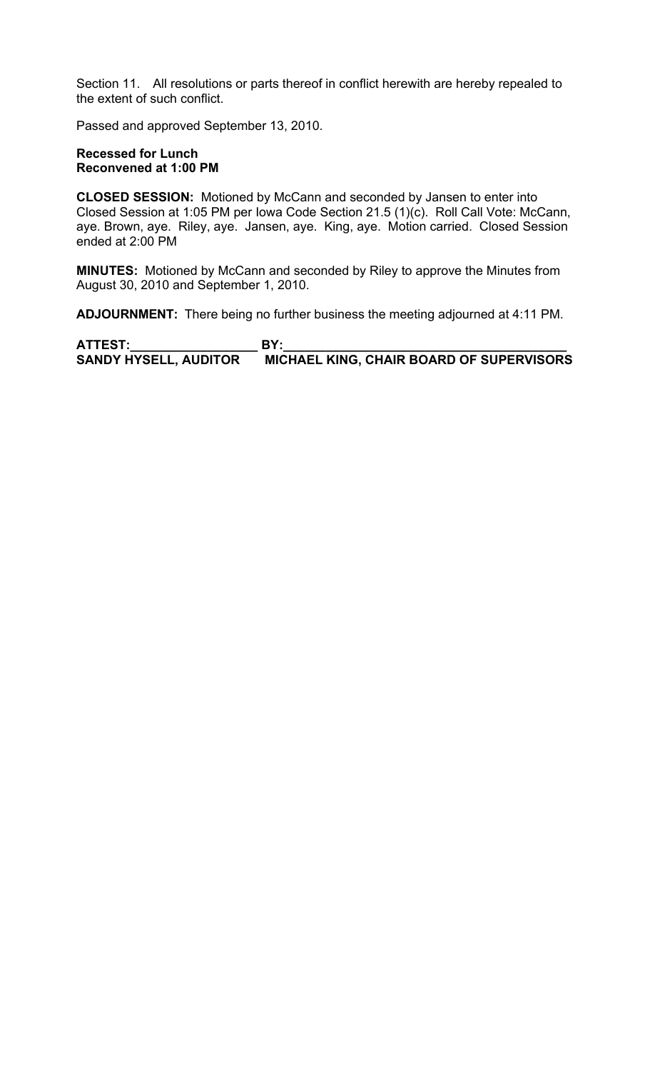Section 11. All resolutions or parts thereof in conflict herewith are hereby repealed to the extent of such conflict.

Passed and approved September 13, 2010.

**Recessed for Lunch**
**Reconvened at 1:00 PM**

**CLOSED SESSION:** Motioned by McCann and seconded by Jansen to enter into Closed Session at 1:05 PM per Iowa Code Section 21.5 (1)(c). Roll Call Vote: McCann, aye. Brown, aye. Riley, aye. Jansen, aye. King, aye. Motion carried. Closed Session ended at 2:00 PM

**MINUTES:** Motioned by McCann and seconded by Riley to approve the Minutes from August 30, 2010 and September 1, 2010.

**ADJOURNMENT:** There being no further business the meeting adjourned at 4:11 PM.

**ATTEST:\_\_\_\_\_\_\_\_\_\_\_\_\_\_\_\_\_\_ BY:\_\_\_\_\_\_\_\_\_\_\_\_\_\_\_\_\_\_\_\_\_\_\_\_\_\_\_\_\_\_\_\_\_\_\_\_\_\_\_**
**SANDY HYSELL, AUDITOR MICHAEL KING, CHAIR BOARD OF SUPERVISORS**